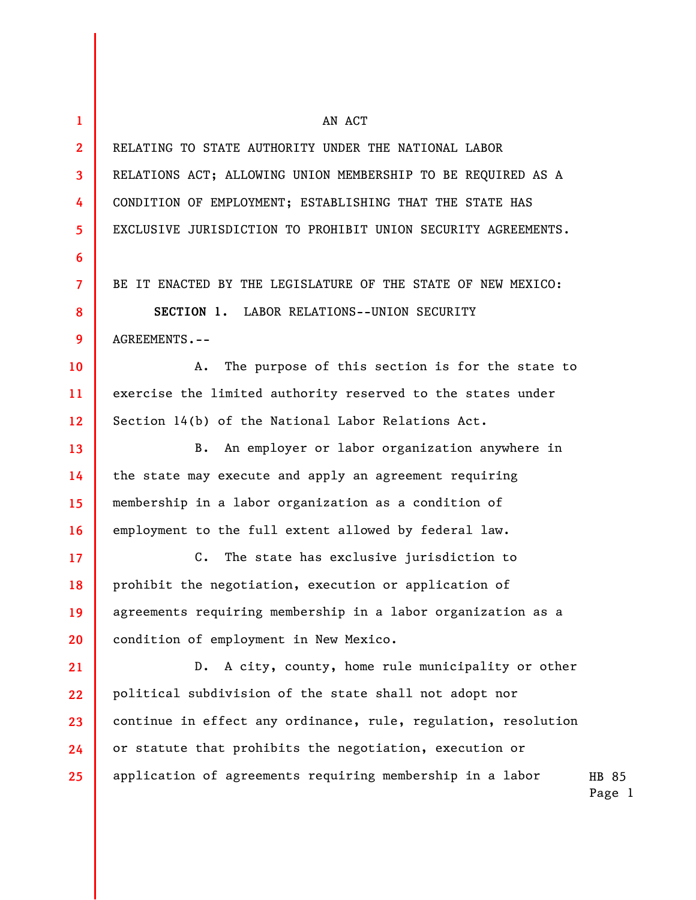AN ACT

RELATING TO STATE AUTHORITY UNDER THE NATIONAL LABOR RELATIONS ACT; ALLOWING UNION MEMBERSHIP TO BE REQUIRED AS A CONDITION OF EMPLOYMENT; ESTABLISHING THAT THE STATE HAS EXCLUSIVE JURISDICTION TO PROHIBIT UNION SECURITY AGREEMENTS.

BE IT ENACTED BY THE LEGISLATURE OF THE STATE OF NEW MEXICO:

**SECTION 1.** LABOR RELATIONS--UNION SECURITY AGREEMENTS.--

A. The purpose of this section is for the state to exercise the limited authority reserved to the states under Section 14(b) of the National Labor Relations Act.

B. An employer or labor organization anywhere in the state may execute and apply an agreement requiring membership in a labor organization as a condition of employment to the full extent allowed by federal law.

C. The state has exclusive jurisdiction to prohibit the negotiation, execution or application of agreements requiring membership in a labor organization as a condition of employment in New Mexico.

D. A city, county, home rule municipality or other political subdivision of the state shall not adopt nor continue in effect any ordinance, rule, regulation, resolution or statute that prohibits the negotiation, execution or application of agreements requiring membership in a labor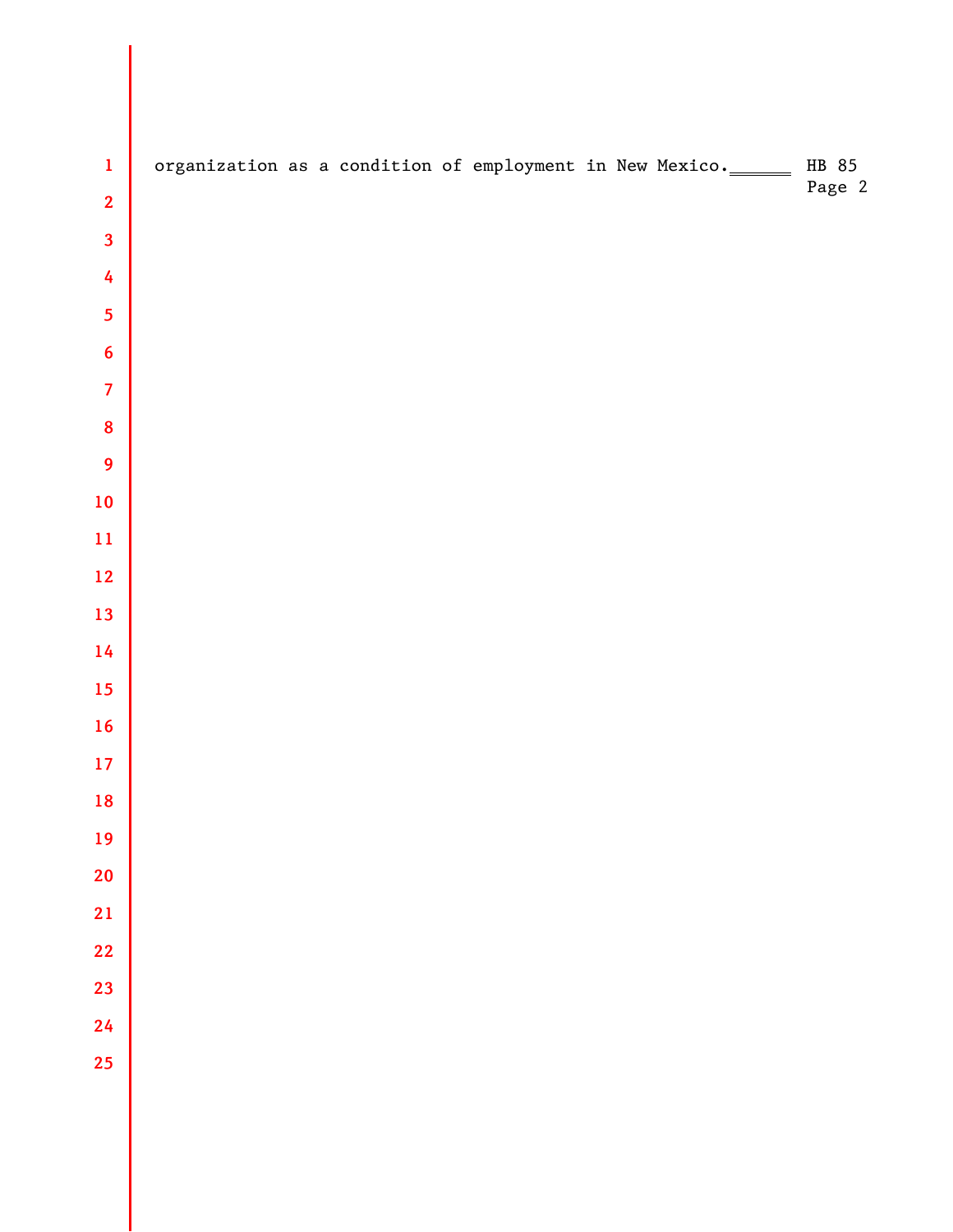organization as a condition of employment in New Mexico.